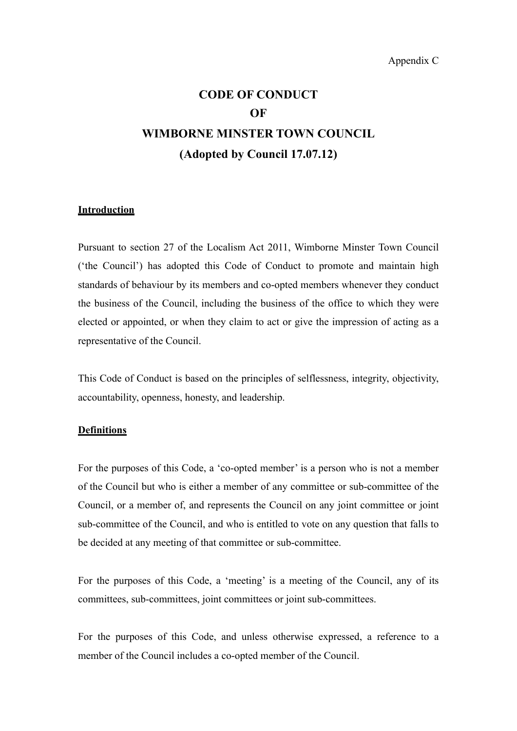Appendix C

# CODE OF CONDUCT
# OF
# WIMBORNE MINSTER TOWN COUNCIL
# (Adopted by Council 17.07.12)

## Introduction

Pursuant to section 27 of the Localism Act 2011, Wimborne Minster Town Council (‘the Council’) has adopted this Code of Conduct to promote and maintain high standards of behaviour by its members and co-opted members whenever they conduct the business of the Council, including the business of the office to which they were elected or appointed, or when they claim to act or give the impression of acting as a representative of the Council.

This Code of Conduct is based on the principles of selflessness, integrity, objectivity, accountability, openness, honesty, and leadership.

## Definitions

For the purposes of this Code, a ‘co-opted member’ is a person who is not a member of the Council but who is either a member of any committee or sub-committee of the Council, or a member of, and represents the Council on any joint committee or joint sub-committee of the Council, and who is entitled to vote on any question that falls to be decided at any meeting of that committee or sub-committee.

For the purposes of this Code, a ‘meeting’ is a meeting of the Council, any of its committees, sub-committees, joint committees or joint sub-committees.

For the purposes of this Code, and unless otherwise expressed, a reference to a member of the Council includes a co-opted member of the Council.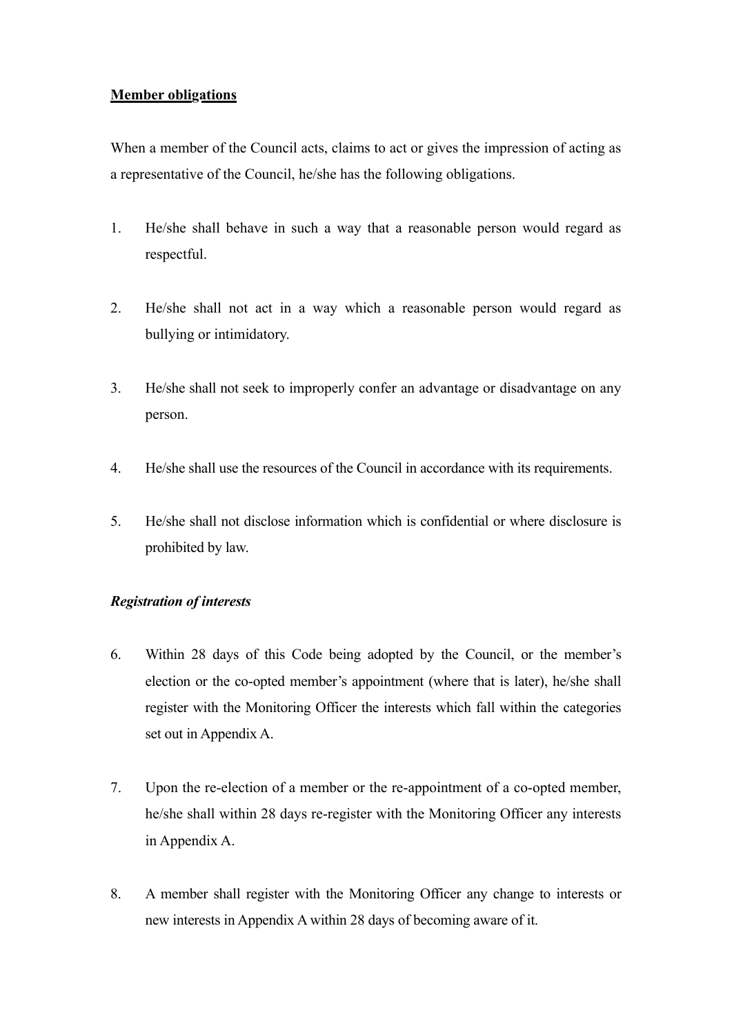**Member obligations**

When a member of the Council acts, claims to act or gives the impression of acting as a representative of the Council, he/she has the following obligations.

1. He/she shall behave in such a way that a reasonable person would regard as respectful.

2. He/she shall not act in a way which a reasonable person would regard as bullying or intimidatory.

3. He/she shall not seek to improperly confer an advantage or disadvantage on any person.

4. He/she shall use the resources of the Council in accordance with its requirements.

5. He/she shall not disclose information which is confidential or where disclosure is prohibited by law.

***Registration of interests***

6. Within 28 days of this Code being adopted by the Council, or the member's election or the co-opted member's appointment (where that is later), he/she shall register with the Monitoring Officer the interests which fall within the categories set out in Appendix A.

7. Upon the re-election of a member or the re-appointment of a co-opted member, he/she shall within 28 days re-register with the Monitoring Officer any interests in Appendix A.

8. A member shall register with the Monitoring Officer any change to interests or new interests in Appendix A within 28 days of becoming aware of it.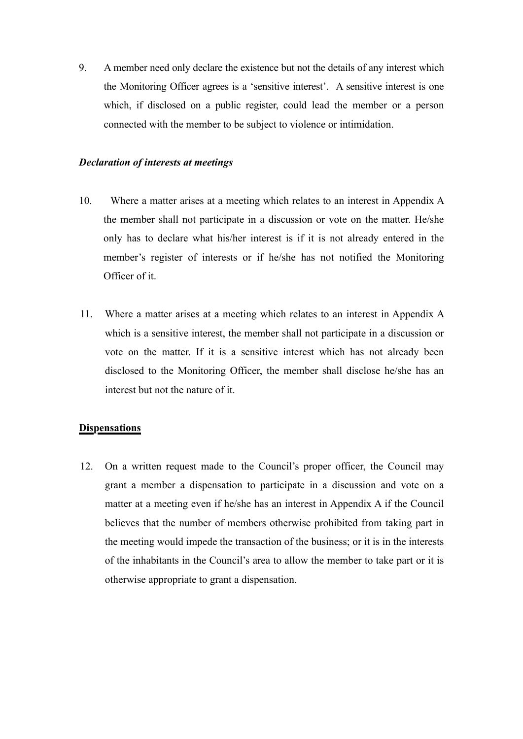9. A member need only declare the existence but not the details of any interest which the Monitoring Officer agrees is a 'sensitive interest'. A sensitive interest is one which, if disclosed on a public register, could lead the member or a person connected with the member to be subject to violence or intimidation.

***Declaration of interests at meetings***

10. Where a matter arises at a meeting which relates to an interest in Appendix A the member shall not participate in a discussion or vote on the matter. He/she only has to declare what his/her interest is if it is not already entered in the member's register of interests or if he/she has not notified the Monitoring Officer of it.

11. Where a matter arises at a meeting which relates to an interest in Appendix A which is a sensitive interest, the member shall not participate in a discussion or vote on the matter. If it is a sensitive interest which has not already been disclosed to the Monitoring Officer, the member shall disclose he/she has an interest but not the nature of it.

**<u>Dispensations</u>**

12. On a written request made to the Council's proper officer, the Council may grant a member a dispensation to participate in a discussion and vote on a matter at a meeting even if he/she has an interest in Appendix A if the Council believes that the number of members otherwise prohibited from taking part in the meeting would impede the transaction of the business; or it is in the interests of the inhabitants in the Council's area to allow the member to take part or it is otherwise appropriate to grant a dispensation.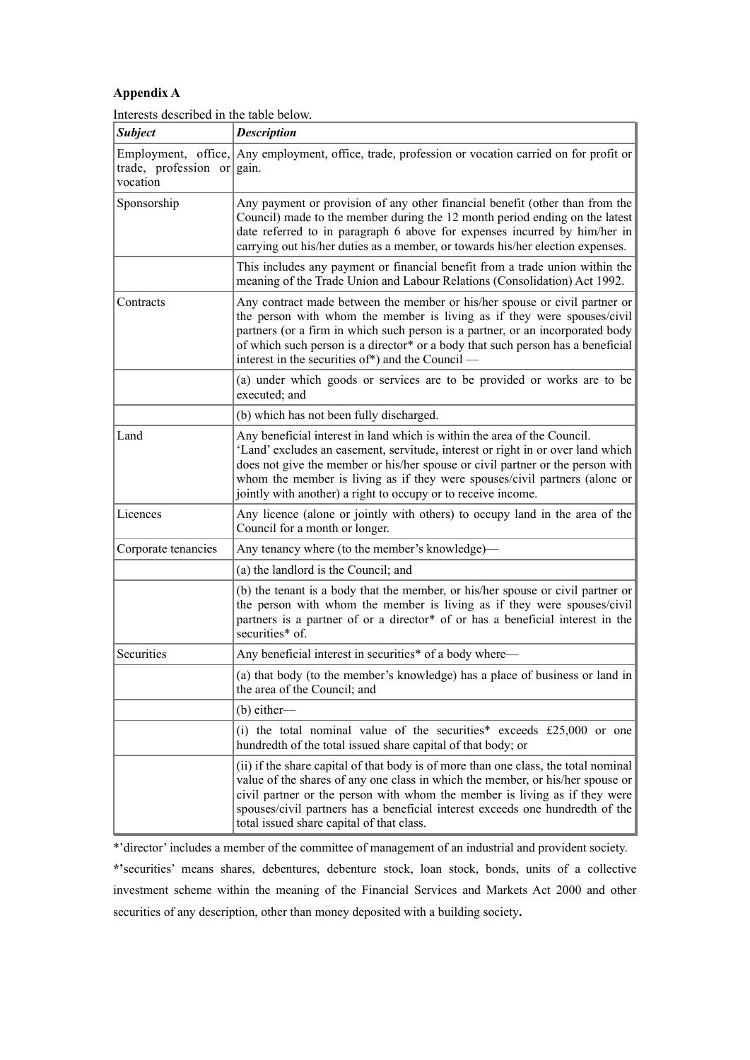**Appendix A**

Interests described in the table below.

| *Subject* | *Description* |
|---|---|
| Employment, office, trade, profession or vocation | Any employment, office, trade, profession or vocation carried on for profit or gain. |
| Sponsorship | Any payment or provision of any other financial benefit (other than from the Council) made to the member during the 12 month period ending on the latest date referred to in paragraph 6 above for expenses incurred by him/her in carrying out his/her duties as a member, or towards his/her election expenses. |
| | This includes any payment or financial benefit from a trade union within the meaning of the Trade Union and Labour Relations (Consolidation) Act 1992. |
| Contracts | Any contract made between the member or his/her spouse or civil partner or the person with whom the member is living as if they were spouses/civil partners (or a firm in which such person is a partner, or an incorporated body of which such person is a director* or a body that such person has a beneficial interest in the securities of*) and the Council — |
| | (a) under which goods or services are to be provided or works are to be executed; and |
| | (b) which has not been fully discharged. |
| Land | Any beneficial interest in land which is within the area of the Council. 'Land' excludes an easement, servitude, interest or right in or over land which does not give the member or his/her spouse or civil partner or the person with whom the member is living as if they were spouses/civil partners (alone or jointly with another) a right to occupy or to receive income. |
| Licences | Any licence (alone or jointly with others) to occupy land in the area of the Council for a month or longer. |
| Corporate tenancies | Any tenancy where (to the member's knowledge)— |
| | (a) the landlord is the Council; and |
| | (b) the tenant is a body that the member, or his/her spouse or civil partner or the person with whom the member is living as if they were spouses/civil partners is a partner of or a director* of or has a beneficial interest in the securities* of. |
| Securities | Any beneficial interest in securities* of a body where— |
| | (a) that body (to the member's knowledge) has a place of business or land in the area of the Council; and |
| | (b) either— |
| | (i) the total nominal value of the securities* exceeds £25,000 or one hundredth of the total issued share capital of that body; or |
| | (ii) if the share capital of that body is of more than one class, the total nominal value of the shares of any one class in which the member, or his/her spouse or civil partner or the person with whom the member is living as if they were spouses/civil partners has a beneficial interest exceeds one hundredth of the total issued share capital of that class. |

*'director' includes a member of the committee of management of an industrial and provident society.

*'securities' means shares, debentures, debenture stock, loan stock, bonds, units of a collective investment scheme within the meaning of the Financial Services and Markets Act 2000 and other securities of any description, other than money deposited with a building society.